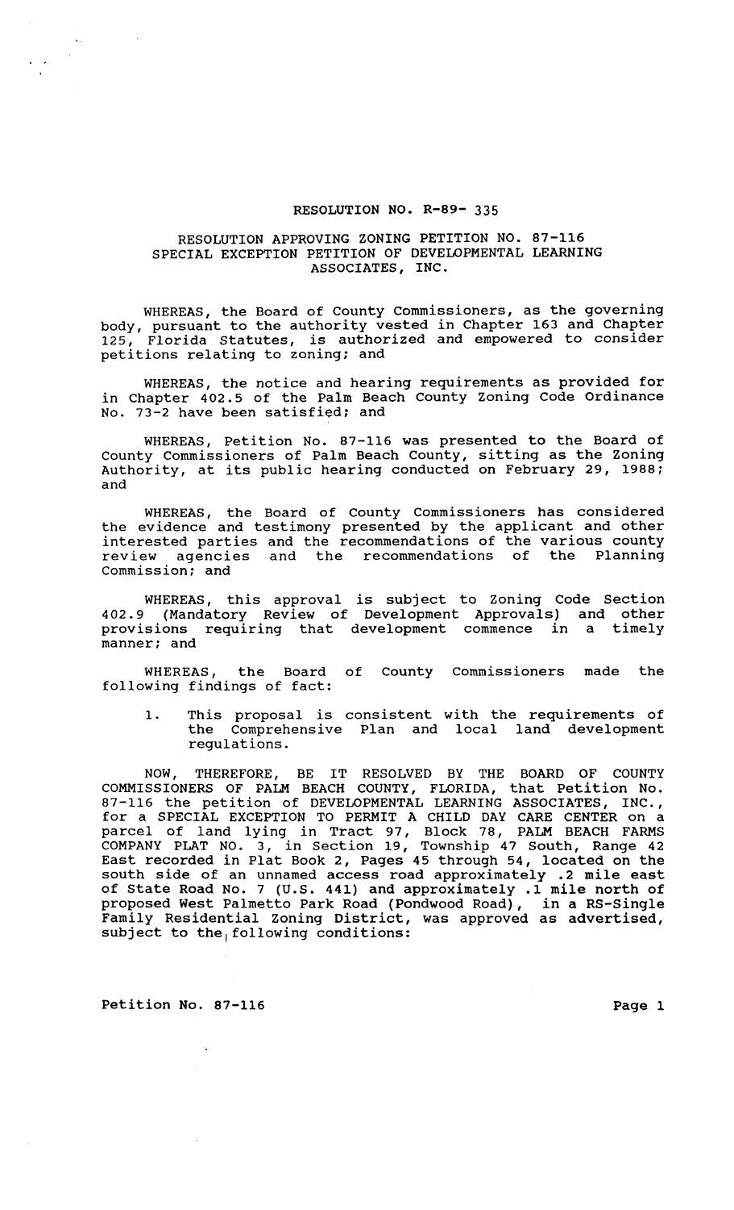# RESOLUTION NO. R-89- 335

## RESOLUTION APPROVING ZONING PETITION NO. 87-116 SPECIAL EXCEPTION PETITION OF DEVELOPMENTAL LEARNING ASSOCIATES, INC.

WHEREAS, the Board of County Commissioners, as the governing body, pursuant to the authority vested in Chapter 163 and Chapter 125, Florida Statutes, is authorized and empowered to consider petitions relating to zoning; and

WHEREAS, the notice and hearing requirements as provided for in Chapter 402.5 of the Palm Beach County Zoning Code Ordinance No. 73-2 have been satisfied; and

WHEREAS, Petition No. 87-116 was presented to the Board of County Commissioners of Palm Beach County, sitting as the Zoning Authority, at its public hearing conducted on February 29, 1988; and

WHEREAS, the Board of County Commissioners has considered the evidence and testimony presented by the applicant and other interested parties and the recommendations of the various county review agencies and the recommendations of the Planning Commission; and

WHEREAS, this approval is subject to Zoning Code Section 402.9 (Mandatory Review of Development Approvals) and other provisions requiring that development commence in a timely manner; and

WHEREAS, the Board of County Commissioners made the following findings of fact:

1. This proposal is consistent with the requirements of the Comprehensive Plan and local land development regulations.

NOW, THEREFORE, BE IT RESOLVED BY THE BOARD OF COUNTY COMMISSIONERS OF PALM BEACH COUNTY, FLORIDA, that Petition No. 87-116 the petition of DEVELOPMENTAL LEARNING ASSOCIATES, INC., for a SPECIAL EXCEPTION TO PERMIT A CHILD DAY CARE CENTER on a parcel of land lying in Tract 97, Block 78, PALM BEACH FARMS COMPANY PLAT NO. 3, in Section 19, Township 47 South, Range 42 East recorded in Plat Book 2, Pages 45 through 54, located on the south side of an unnamed access road approximately .2 mile east of State Road No. 7 (U.S. 441) and approximately .1 mile north of proposed West Palmetto Park Road (Pondwood Road), in a RS-Single Family Residential Zoning District, was approved as advertised, subject to the following conditions:

Petition No. 87-116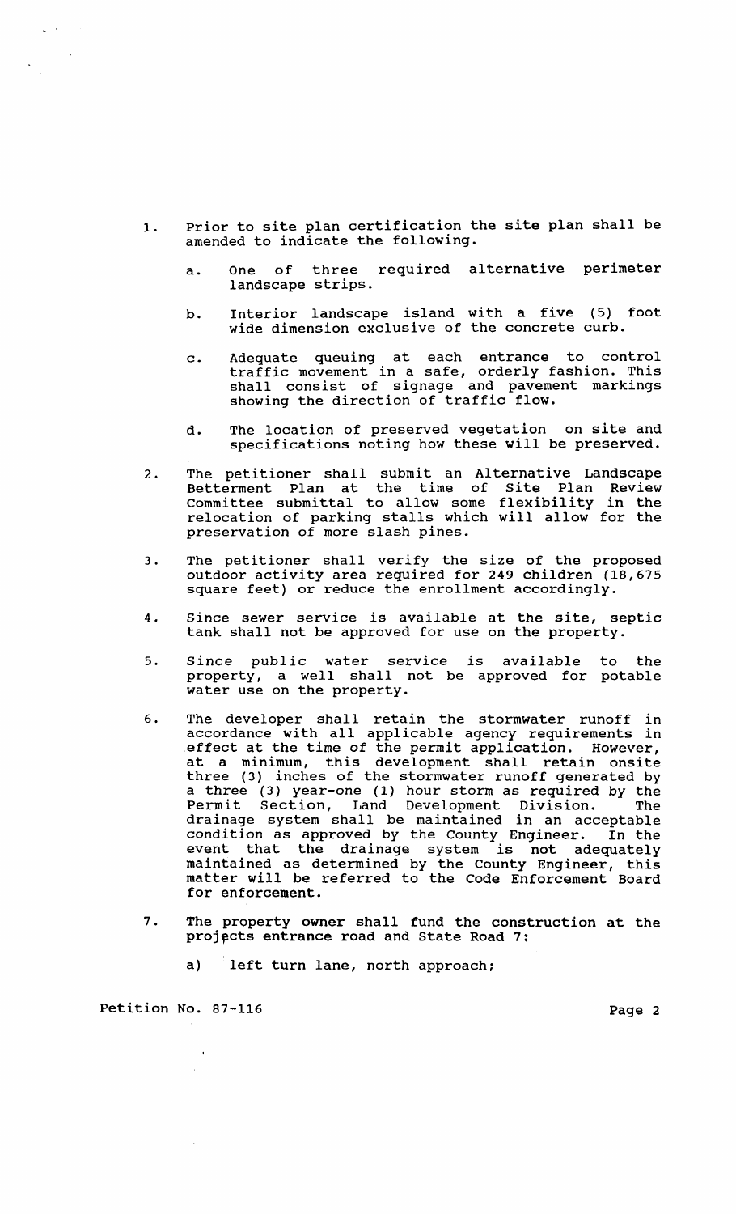1. Prior to site plan certification the site plan shall be amended to indicate the following.

   a. One of three required alternative perimeter landscape strips.

   b. Interior landscape island with a five (5) foot wide dimension exclusive of the concrete curb.

   c. Adequate queuing at each entrance to control traffic movement in a safe, orderly fashion. This shall consist of signage and pavement markings showing the direction of traffic flow.

   d. The location of preserved vegetation on site and specifications noting how these will be preserved.

2. The petitioner shall submit an Alternative Landscape Betterment Plan at the time of Site Plan Review Committee submittal to allow some flexibility in the relocation of parking stalls which will allow for the preservation of more slash pines.

3. The petitioner shall verify the size of the proposed outdoor activity area required for 249 children (18,675 square feet) or reduce the enrollment accordingly.

4. Since sewer service is available at the site, septic tank shall not be approved for use on the property.

5. Since public water service is available to the property, a well shall not be approved for potable water use on the property.

6. The developer shall retain the stormwater runoff in accordance with all applicable agency requirements in effect at the time of the permit application. However, at a minimum, this development shall retain onsite three (3) inches of the stormwater runoff generated by a three (3) year-one (1) hour storm as required by the Permit Section, Land Development Division. The drainage system shall be maintained in an acceptable condition as approved by the County Engineer. In the event that the drainage system is not adequately maintained as determined by the County Engineer, this matter will be referred to the Code Enforcement Board for enforcement.

7. The property owner shall fund the construction at the projects entrance road and State Road 7:

   a) left turn lane, north approach;

Petition No. 87-116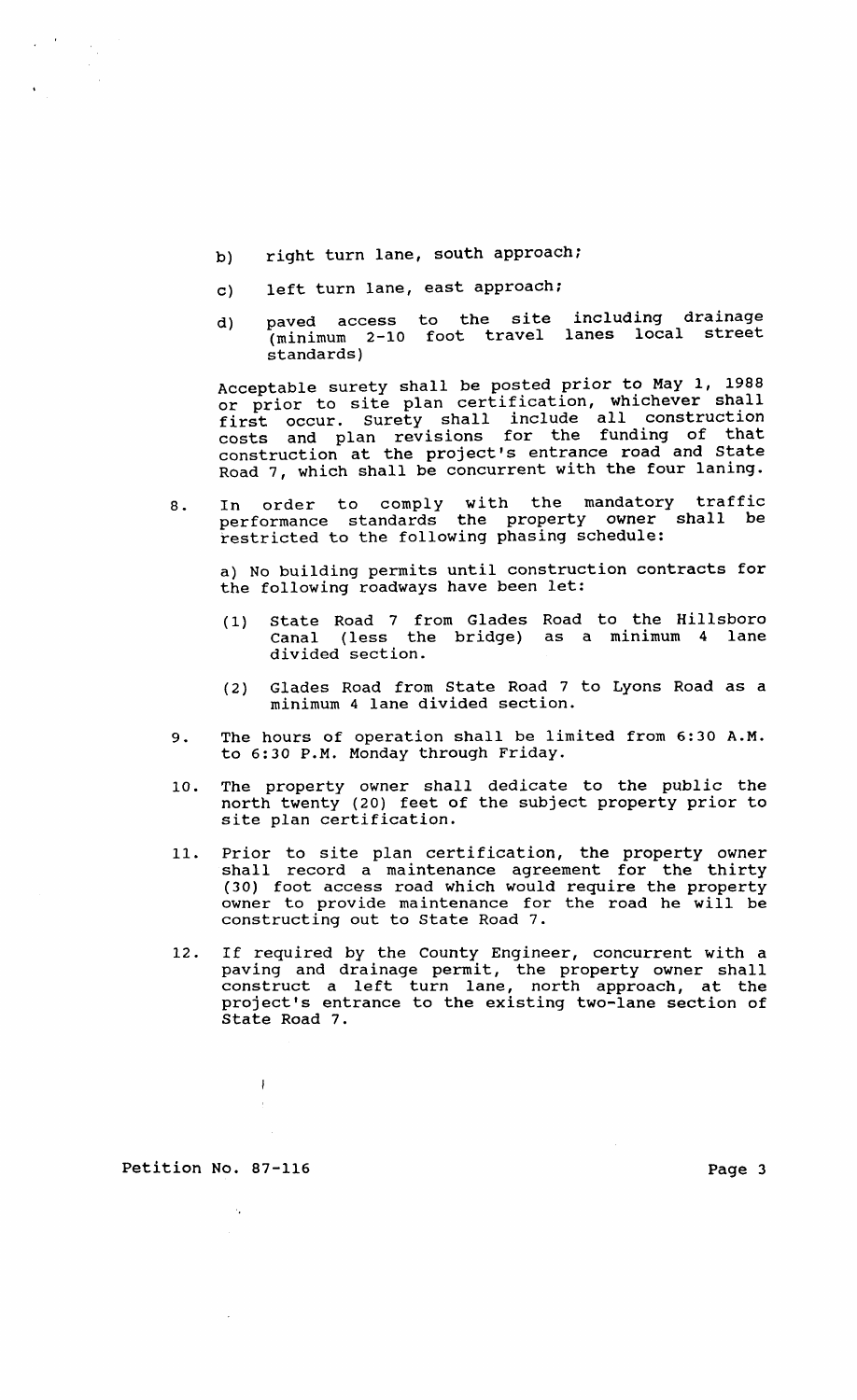b) right turn lane, south approach;

c) left turn lane, east approach;

d) paved access to the site including drainage (minimum 2-10 foot travel lanes local street standards)

Acceptable surety shall be posted prior to May 1, 1988 or prior to site plan certification, whichever shall first occur. Surety shall include all construction costs and plan revisions for the funding of that construction at the project's entrance road and State Road 7, which shall be concurrent with the four laning.

8. In order to comply with the mandatory traffic performance standards the property owner shall be restricted to the following phasing schedule:

   a) No building permits until construction contracts for the following roadways have been let:

   (1) State Road 7 from Glades Road to the Hillsboro Canal (less the bridge) as a minimum 4 lane divided section.

   (2) Glades Road from State Road 7 to Lyons Road as a minimum 4 lane divided section.

9. The hours of operation shall be limited from 6:30 A.M. to 6:30 P.M. Monday through Friday.

10. The property owner shall dedicate to the public the north twenty (20) feet of the subject property prior to site plan certification.

11. Prior to site plan certification, the property owner shall record a maintenance agreement for the thirty (30) foot access road which would require the property owner to provide maintenance for the road he will be constructing out to State Road 7.

12. If required by the County Engineer, concurrent with a paving and drainage permit, the property owner shall construct a left turn lane, north approach, at the project's entrance to the existing two-lane section of State Road 7.

Petition No. 87-116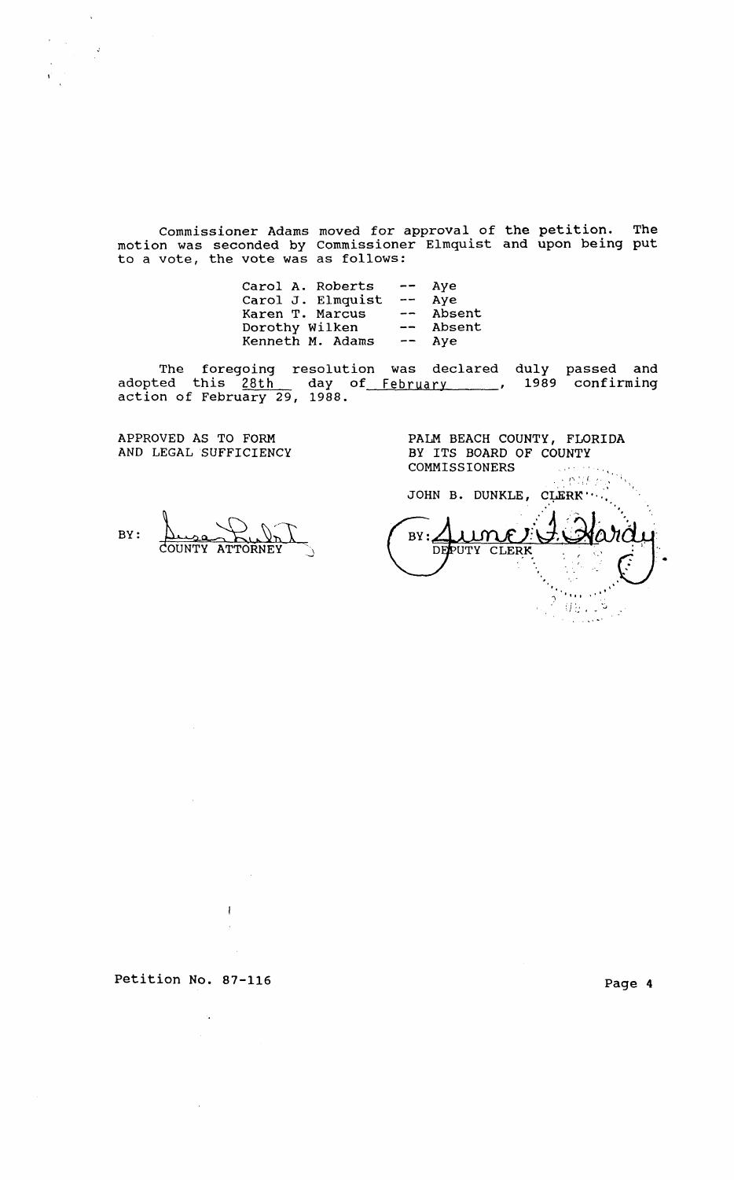Commissioner Adams moved for approval of the petition. The motion was seconded by Commissioner Elmquist and upon being put to a vote, the vote was as follows:

| | | |
|---|---|---|
| Carol A. Roberts | -- | Aye |
| Carol J. Elmquist | -- | Aye |
| Karen T. Marcus | -- | Absent |
| Dorothy Wilken | -- | Absent |
| Kenneth M. Adams | -- | Aye |

The foregoing resolution was declared duly passed and adopted this 28th day of February, 1989 confirming action of February 29, 1988.

APPROVED AS TO FORM
AND LEGAL SUFFICIENCY

BY: COUNTY ATTORNEY

PALM BEACH COUNTY, FLORIDA
BY ITS BOARD OF COUNTY
COMMISSIONERS

JOHN B. DUNKLE, CLERK

BY: DEPUTY CLERK

Petition No. 87-116